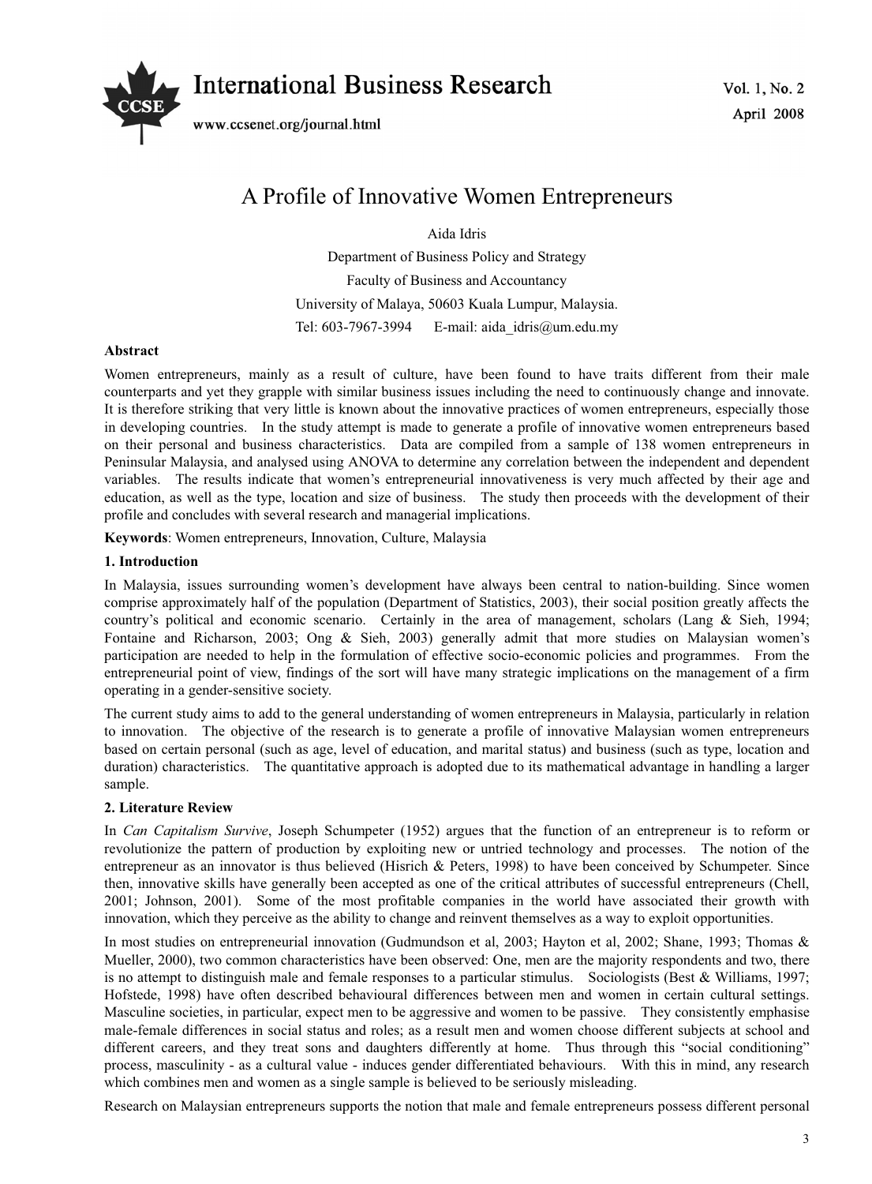# A Profile of Innovative Women Entrepreneurs

Aida Idris

Department of Business Policy and Strategy

Faculty of Business and Accountancy

University of Malaya, 50603 Kuala Lumpur, Malaysia.

Tel: 603-7967-3994 E-mail: aida_idris@um.edu.my

**Abstract**

Women entrepreneurs, mainly as a result of culture, have been found to have traits different from their male counterparts and yet they grapple with similar business issues including the need to continuously change and innovate. It is therefore striking that very little is known about the innovative practices of women entrepreneurs, especially those in developing countries. In the study attempt is made to generate a profile of innovative women entrepreneurs based on their personal and business characteristics. Data are compiled from a sample of 138 women entrepreneurs in Peninsular Malaysia, and analysed using ANOVA to determine any correlation between the independent and dependent variables. The results indicate that women's entrepreneurial innovativeness is very much affected by their age and education, as well as the type, location and size of business. The study then proceeds with the development of their profile and concludes with several research and managerial implications.

**Keywords**: Women entrepreneurs, Innovation, Culture, Malaysia

## 1. Introduction

In Malaysia, issues surrounding women's development have always been central to nation-building. Since women comprise approximately half of the population (Department of Statistics, 2003), their social position greatly affects the country's political and economic scenario. Certainly in the area of management, scholars (Lang & Sieh, 1994; Fontaine and Richarson, 2003; Ong & Sieh, 2003) generally admit that more studies on Malaysian women's participation are needed to help in the formulation of effective socio-economic policies and programmes. From the entrepreneurial point of view, findings of the sort will have many strategic implications on the management of a firm operating in a gender-sensitive society.

The current study aims to add to the general understanding of women entrepreneurs in Malaysia, particularly in relation to innovation. The objective of the research is to generate a profile of innovative Malaysian women entrepreneurs based on certain personal (such as age, level of education, and marital status) and business (such as type, location and duration) characteristics. The quantitative approach is adopted due to its mathematical advantage in handling a larger sample.

## 2. Literature Review

In *Can Capitalism Survive*, Joseph Schumpeter (1952) argues that the function of an entrepreneur is to reform or revolutionize the pattern of production by exploiting new or untried technology and processes. The notion of the entrepreneur as an innovator is thus believed (Hisrich & Peters, 1998) to have been conceived by Schumpeter. Since then, innovative skills have generally been accepted as one of the critical attributes of successful entrepreneurs (Chell, 2001; Johnson, 2001). Some of the most profitable companies in the world have associated their growth with innovation, which they perceive as the ability to change and reinvent themselves as a way to exploit opportunities.

In most studies on entrepreneurial innovation (Gudmundson et al, 2003; Hayton et al, 2002; Shane, 1993; Thomas & Mueller, 2000), two common characteristics have been observed: One, men are the majority respondents and two, there is no attempt to distinguish male and female responses to a particular stimulus. Sociologists (Best & Williams, 1997; Hofstede, 1998) have often described behavioural differences between men and women in certain cultural settings. Masculine societies, in particular, expect men to be aggressive and women to be passive. They consistently emphasise male-female differences in social status and roles; as a result men and women choose different subjects at school and different careers, and they treat sons and daughters differently at home. Thus through this "social conditioning" process, masculinity - as a cultural value - induces gender differentiated behaviours. With this in mind, any research which combines men and women as a single sample is believed to be seriously misleading.

Research on Malaysian entrepreneurs supports the notion that male and female entrepreneurs possess different personal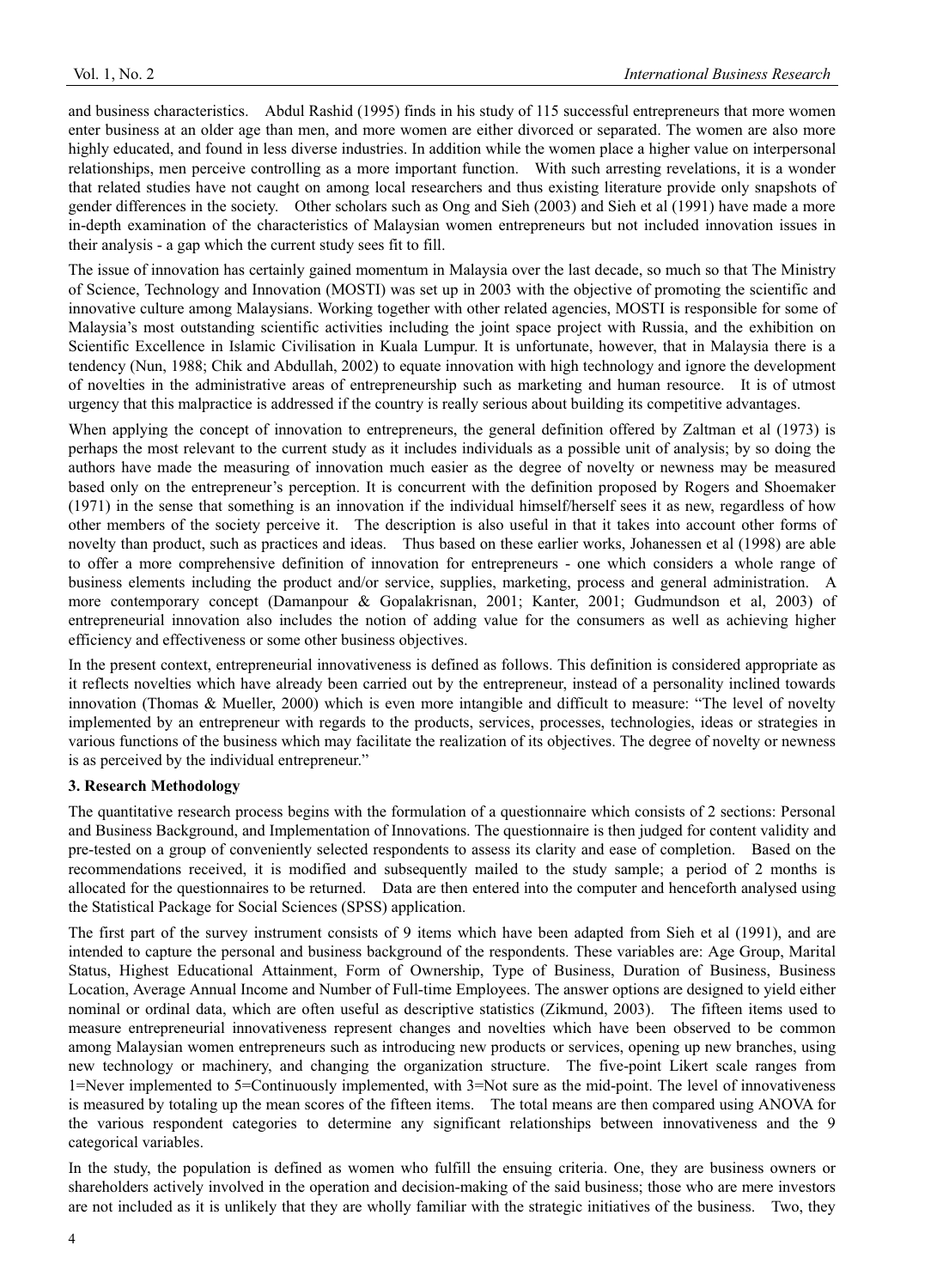and business characteristics. Abdul Rashid (1995) finds in his study of 115 successful entrepreneurs that more women enter business at an older age than men, and more women are either divorced or separated. The women are also more highly educated, and found in less diverse industries. In addition while the women place a higher value on interpersonal relationships, men perceive controlling as a more important function. With such arresting revelations, it is a wonder that related studies have not caught on among local researchers and thus existing literature provide only snapshots of gender differences in the society. Other scholars such as Ong and Sieh (2003) and Sieh et al (1991) have made a more in-depth examination of the characteristics of Malaysian women entrepreneurs but not included innovation issues in their analysis - a gap which the current study sees fit to fill.

The issue of innovation has certainly gained momentum in Malaysia over the last decade, so much so that The Ministry of Science, Technology and Innovation (MOSTI) was set up in 2003 with the objective of promoting the scientific and innovative culture among Malaysians. Working together with other related agencies, MOSTI is responsible for some of Malaysia's most outstanding scientific activities including the joint space project with Russia, and the exhibition on Scientific Excellence in Islamic Civilisation in Kuala Lumpur. It is unfortunate, however, that in Malaysia there is a tendency (Nun, 1988; Chik and Abdullah, 2002) to equate innovation with high technology and ignore the development of novelties in the administrative areas of entrepreneurship such as marketing and human resource. It is of utmost urgency that this malpractice is addressed if the country is really serious about building its competitive advantages.

When applying the concept of innovation to entrepreneurs, the general definition offered by Zaltman et al (1973) is perhaps the most relevant to the current study as it includes individuals as a possible unit of analysis; by so doing the authors have made the measuring of innovation much easier as the degree of novelty or newness may be measured based only on the entrepreneur's perception. It is concurrent with the definition proposed by Rogers and Shoemaker (1971) in the sense that something is an innovation if the individual himself/herself sees it as new, regardless of how other members of the society perceive it. The description is also useful in that it takes into account other forms of novelty than product, such as practices and ideas. Thus based on these earlier works, Johanessen et al (1998) are able to offer a more comprehensive definition of innovation for entrepreneurs - one which considers a whole range of business elements including the product and/or service, supplies, marketing, process and general administration. A more contemporary concept (Damanpour & Gopalakrisnan, 2001; Kanter, 2001; Gudmundson et al, 2003) of entrepreneurial innovation also includes the notion of adding value for the consumers as well as achieving higher efficiency and effectiveness or some other business objectives.

In the present context, entrepreneurial innovativeness is defined as follows. This definition is considered appropriate as it reflects novelties which have already been carried out by the entrepreneur, instead of a personality inclined towards innovation (Thomas & Mueller, 2000) which is even more intangible and difficult to measure: "The level of novelty implemented by an entrepreneur with regards to the products, services, processes, technologies, ideas or strategies in various functions of the business which may facilitate the realization of its objectives. The degree of novelty or newness is as perceived by the individual entrepreneur."

### 3. Research Methodology

The quantitative research process begins with the formulation of a questionnaire which consists of 2 sections: Personal and Business Background, and Implementation of Innovations. The questionnaire is then judged for content validity and pre-tested on a group of conveniently selected respondents to assess its clarity and ease of completion. Based on the recommendations received, it is modified and subsequently mailed to the study sample; a period of 2 months is allocated for the questionnaires to be returned. Data are then entered into the computer and henceforth analysed using the Statistical Package for Social Sciences (SPSS) application.

The first part of the survey instrument consists of 9 items which have been adapted from Sieh et al (1991), and are intended to capture the personal and business background of the respondents. These variables are: Age Group, Marital Status, Highest Educational Attainment, Form of Ownership, Type of Business, Duration of Business, Business Location, Average Annual Income and Number of Full-time Employees. The answer options are designed to yield either nominal or ordinal data, which are often useful as descriptive statistics (Zikmund, 2003). The fifteen items used to measure entrepreneurial innovativeness represent changes and novelties which have been observed to be common among Malaysian women entrepreneurs such as introducing new products or services, opening up new branches, using new technology or machinery, and changing the organization structure. The five-point Likert scale ranges from 1=Never implemented to 5=Continuously implemented, with 3=Not sure as the mid-point. The level of innovativeness is measured by totaling up the mean scores of the fifteen items. The total means are then compared using ANOVA for the various respondent categories to determine any significant relationships between innovativeness and the 9 categorical variables.

In the study, the population is defined as women who fulfill the ensuing criteria. One, they are business owners or shareholders actively involved in the operation and decision-making of the said business; those who are mere investors are not included as it is unlikely that they are wholly familiar with the strategic initiatives of the business. Two, they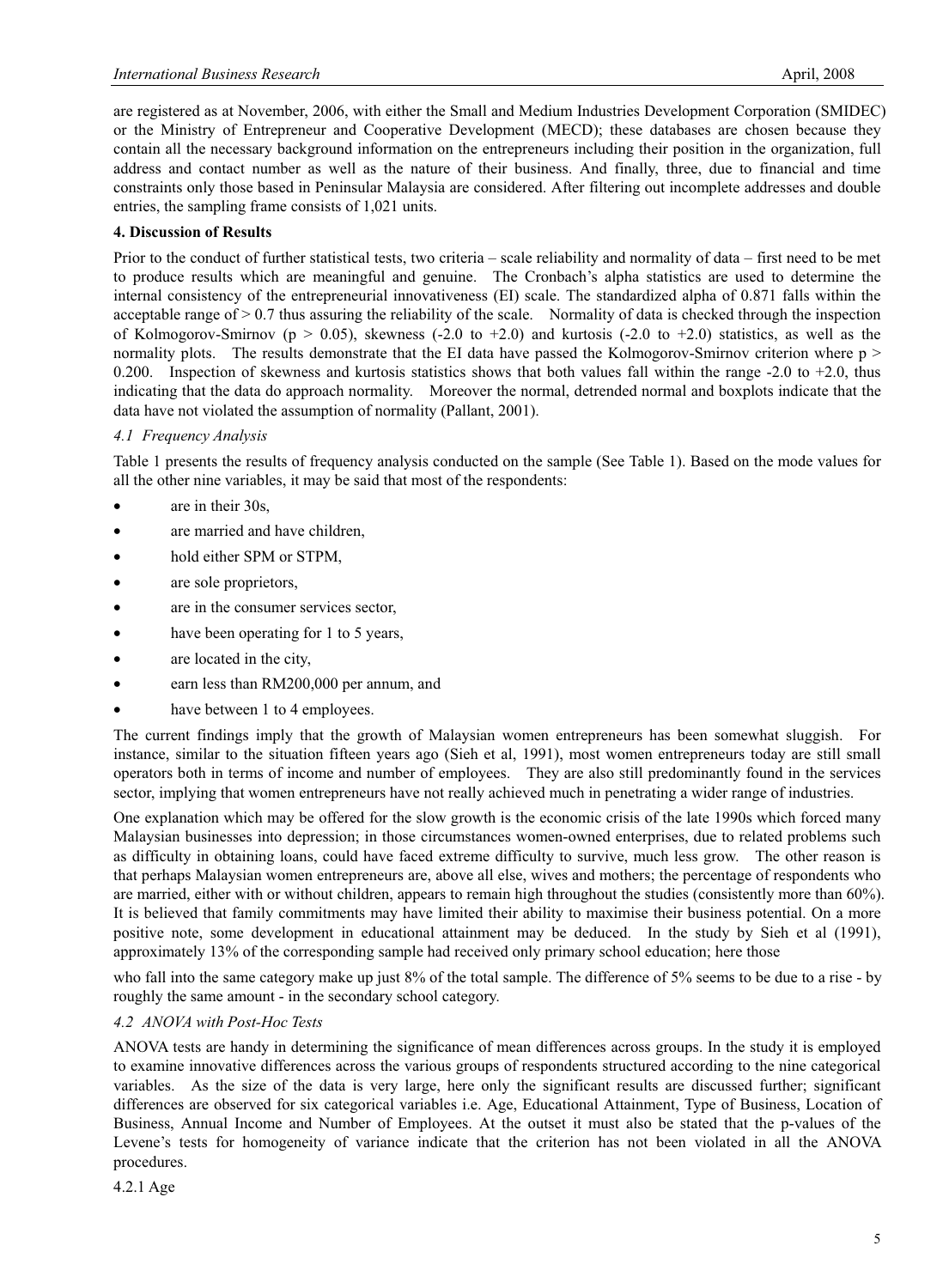are registered as at November, 2006, with either the Small and Medium Industries Development Corporation (SMIDEC) or the Ministry of Entrepreneur and Cooperative Development (MECD); these databases are chosen because they contain all the necessary background information on the entrepreneurs including their position in the organization, full address and contact number as well as the nature of their business. And finally, three, due to financial and time constraints only those based in Peninsular Malaysia are considered. After filtering out incomplete addresses and double entries, the sampling frame consists of 1,021 units.

## 4. Discussion of Results

Prior to the conduct of further statistical tests, two criteria – scale reliability and normality of data – first need to be met to produce results which are meaningful and genuine. The Cronbach's alpha statistics are used to determine the internal consistency of the entrepreneurial innovativeness (EI) scale. The standardized alpha of 0.871 falls within the acceptable range of > 0.7 thus assuring the reliability of the scale. Normality of data is checked through the inspection of Kolmogorov-Smirnov ($p > 0.05$), skewness (-2.0 to +2.0) and kurtosis (-2.0 to +2.0) statistics, as well as the normality plots. The results demonstrate that the EI data have passed the Kolmogorov-Smirnov criterion where $p > 0.200$. Inspection of skewness and kurtosis statistics shows that both values fall within the range -2.0 to +2.0, thus indicating that the data do approach normality. Moreover the normal, detrended normal and boxplots indicate that the data have not violated the assumption of normality (Pallant, 2001).

### *4.1 Frequency Analysis*

Table 1 presents the results of frequency analysis conducted on the sample (See Table 1). Based on the mode values for all the other nine variables, it may be said that most of the respondents:

- are in their 30s,
- are married and have children,
- hold either SPM or STPM,
- are sole proprietors,
- are in the consumer services sector,
- have been operating for 1 to 5 years,
- are located in the city,
- earn less than RM200,000 per annum, and
- have between 1 to 4 employees.

The current findings imply that the growth of Malaysian women entrepreneurs has been somewhat sluggish. For instance, similar to the situation fifteen years ago (Sieh et al, 1991), most women entrepreneurs today are still small operators both in terms of income and number of employees. They are also still predominantly found in the services sector, implying that women entrepreneurs have not really achieved much in penetrating a wider range of industries.

One explanation which may be offered for the slow growth is the economic crisis of the late 1990s which forced many Malaysian businesses into depression; in those circumstances women-owned enterprises, due to related problems such as difficulty in obtaining loans, could have faced extreme difficulty to survive, much less grow. The other reason is that perhaps Malaysian women entrepreneurs are, above all else, wives and mothers; the percentage of respondents who are married, either with or without children, appears to remain high throughout the studies (consistently more than 60%). It is believed that family commitments may have limited their ability to maximise their business potential. On a more positive note, some development in educational attainment may be deduced. In the study by Sieh et al (1991), approximately 13% of the corresponding sample had received only primary school education; here those who fall into the same category make up just 8% of the total sample. The difference of 5% seems to be due to a rise - by roughly the same amount - in the secondary school category.

### *4.2 ANOVA with Post-Hoc Tests*

ANOVA tests are handy in determining the significance of mean differences across groups. In the study it is employed to examine innovative differences across the various groups of respondents structured according to the nine categorical variables. As the size of the data is very large, here only the significant results are discussed further; significant differences are observed for six categorical variables i.e. Age, Educational Attainment, Type of Business, Location of Business, Annual Income and Number of Employees. At the outset it must also be stated that the p-values of the Levene's tests for homogeneity of variance indicate that the criterion has not been violated in all the ANOVA procedures.

#### 4.2.1 Age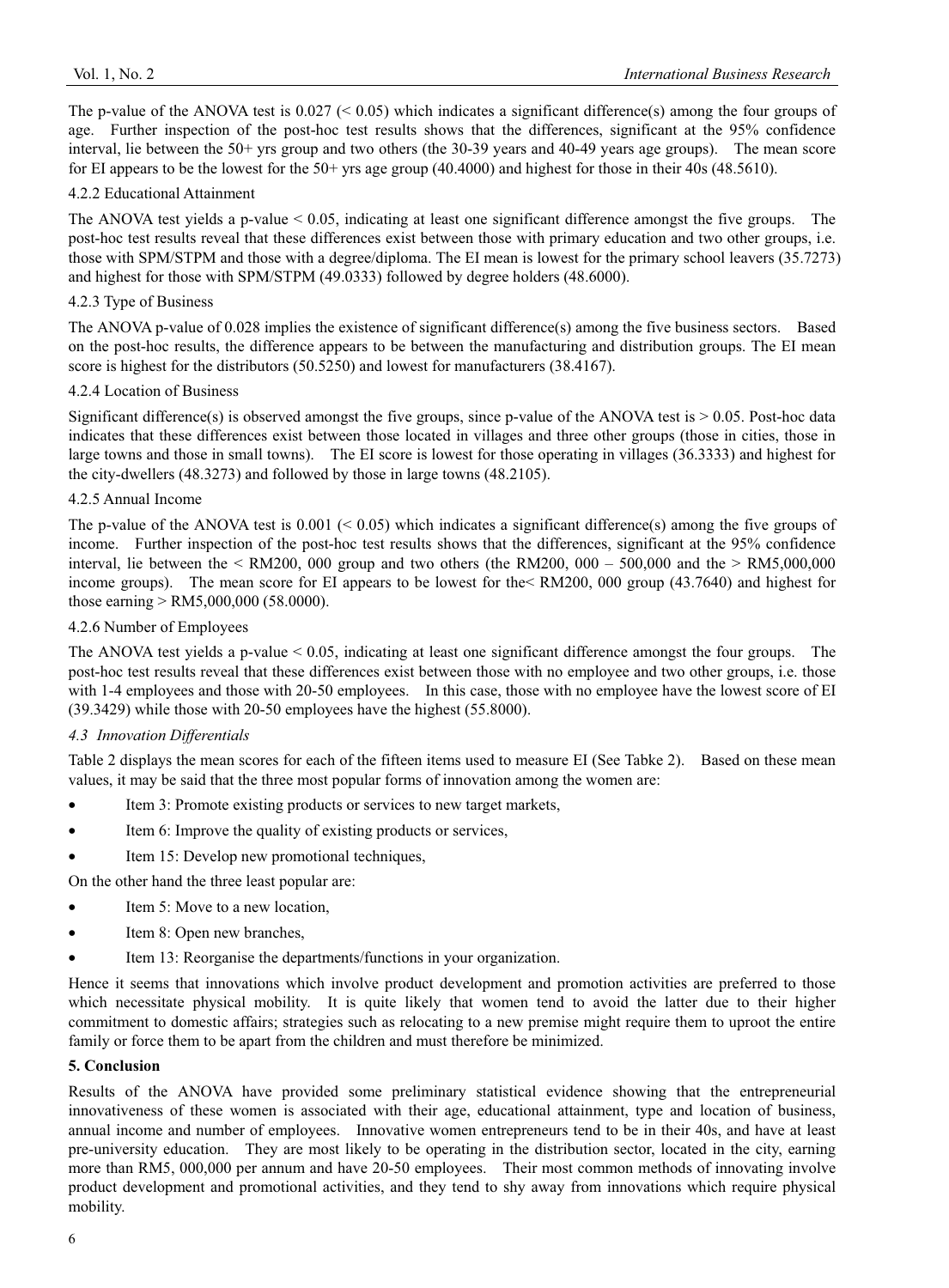The p-value of the ANOVA test is 0.027 (< 0.05) which indicates a significant difference(s) among the four groups of age. Further inspection of the post-hoc test results shows that the differences, significant at the 95% confidence interval, lie between the 50+ yrs group and two others (the 30-39 years and 40-49 years age groups). The mean score for EI appears to be the lowest for the 50+ yrs age group (40.4000) and highest for those in their 40s (48.5610).

#### 4.2.2 Educational Attainment

The ANOVA test yields a p-value < 0.05, indicating at least one significant difference amongst the five groups. The post-hoc test results reveal that these differences exist between those with primary education and two other groups, i.e. those with SPM/STPM and those with a degree/diploma. The EI mean is lowest for the primary school leavers (35.7273) and highest for those with SPM/STPM (49.0333) followed by degree holders (48.6000).

#### 4.2.3 Type of Business

The ANOVA p-value of 0.028 implies the existence of significant difference(s) among the five business sectors. Based on the post-hoc results, the difference appears to be between the manufacturing and distribution groups. The EI mean score is highest for the distributors (50.5250) and lowest for manufacturers (38.4167).

#### 4.2.4 Location of Business

Significant difference(s) is observed amongst the five groups, since p-value of the ANOVA test is > 0.05. Post-hoc data indicates that these differences exist between those located in villages and three other groups (those in cities, those in large towns and those in small towns). The EI score is lowest for those operating in villages (36.3333) and highest for the city-dwellers (48.3273) and followed by those in large towns (48.2105).

#### 4.2.5 Annual Income

The p-value of the ANOVA test is 0.001 (< 0.05) which indicates a significant difference(s) among the five groups of income. Further inspection of the post-hoc test results shows that the differences, significant at the 95% confidence interval, lie between the < RM200, 000 group and two others (the RM200, 000 – 500,000 and the > RM5,000,000 income groups). The mean score for EI appears to be lowest for the< RM200, 000 group (43.7640) and highest for those earning > RM5,000,000 (58.0000).

#### 4.2.6 Number of Employees

The ANOVA test yields a p-value < 0.05, indicating at least one significant difference amongst the four groups. The post-hoc test results reveal that these differences exist between those with no employee and two other groups, i.e. those with 1-4 employees and those with 20-50 employees. In this case, those with no employee have the lowest score of EI (39.3429) while those with 20-50 employees have the highest (55.8000).

### *4.3 Innovation Differentials*

Table 2 displays the mean scores for each of the fifteen items used to measure EI (See Tabke 2). Based on these mean values, it may be said that the three most popular forms of innovation among the women are:

- Item 3: Promote existing products or services to new target markets,
- Item 6: Improve the quality of existing products or services,
- Item 15: Develop new promotional techniques,

On the other hand the three least popular are:

- Item 5: Move to a new location,
- Item 8: Open new branches,
- Item 13: Reorganise the departments/functions in your organization.

Hence it seems that innovations which involve product development and promotion activities are preferred to those which necessitate physical mobility. It is quite likely that women tend to avoid the latter due to their higher commitment to domestic affairs; strategies such as relocating to a new premise might require them to uproot the entire family or force them to be apart from the children and must therefore be minimized.

## 5. Conclusion

Results of the ANOVA have provided some preliminary statistical evidence showing that the entrepreneurial innovativeness of these women is associated with their age, educational attainment, type and location of business, annual income and number of employees. Innovative women entrepreneurs tend to be in their 40s, and have at least pre-university education. They are most likely to be operating in the distribution sector, located in the city, earning more than RM5, 000,000 per annum and have 20-50 employees. Their most common methods of innovating involve product development and promotional activities, and they tend to shy away from innovations which require physical mobility.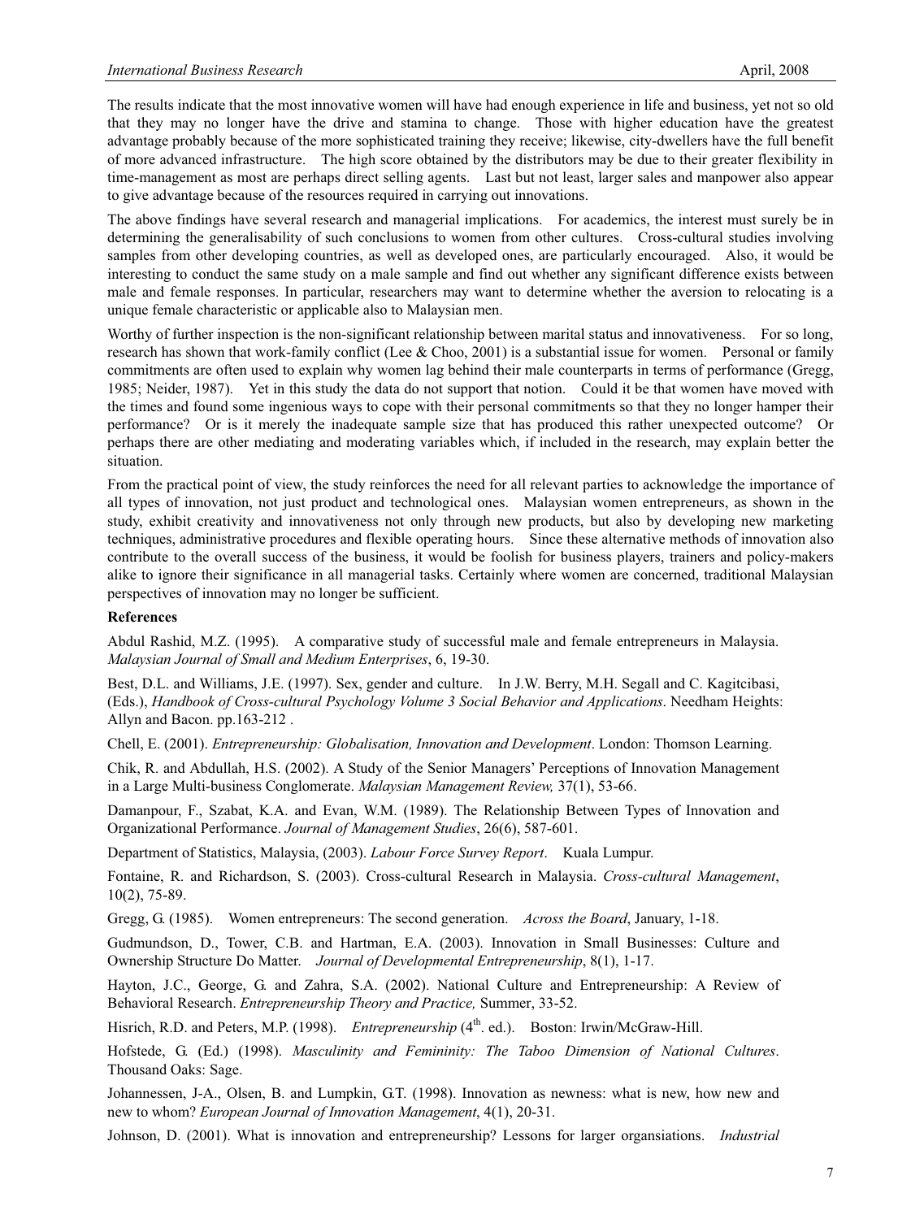The results indicate that the most innovative women will have had enough experience in life and business, yet not so old that they may no longer have the drive and stamina to change. Those with higher education have the greatest advantage probably because of the more sophisticated training they receive; likewise, city-dwellers have the full benefit of more advanced infrastructure. The high score obtained by the distributors may be due to their greater flexibility in time-management as most are perhaps direct selling agents. Last but not least, larger sales and manpower also appear to give advantage because of the resources required in carrying out innovations.

The above findings have several research and managerial implications. For academics, the interest must surely be in determining the generalisability of such conclusions to women from other cultures. Cross-cultural studies involving samples from other developing countries, as well as developed ones, are particularly encouraged. Also, it would be interesting to conduct the same study on a male sample and find out whether any significant difference exists between male and female responses. In particular, researchers may want to determine whether the aversion to relocating is a unique female characteristic or applicable also to Malaysian men.

Worthy of further inspection is the non-significant relationship between marital status and innovativeness. For so long, research has shown that work-family conflict (Lee & Choo, 2001) is a substantial issue for women. Personal or family commitments are often used to explain why women lag behind their male counterparts in terms of performance (Gregg, 1985; Neider, 1987). Yet in this study the data do not support that notion. Could it be that women have moved with the times and found some ingenious ways to cope with their personal commitments so that they no longer hamper their performance? Or is it merely the inadequate sample size that has produced this rather unexpected outcome? Or perhaps there are other mediating and moderating variables which, if included in the research, may explain better the situation.

From the practical point of view, the study reinforces the need for all relevant parties to acknowledge the importance of all types of innovation, not just product and technological ones. Malaysian women entrepreneurs, as shown in the study, exhibit creativity and innovativeness not only through new products, but also by developing new marketing techniques, administrative procedures and flexible operating hours. Since these alternative methods of innovation also contribute to the overall success of the business, it would be foolish for business players, trainers and policy-makers alike to ignore their significance in all managerial tasks. Certainly where women are concerned, traditional Malaysian perspectives of innovation may no longer be sufficient.

**References**

Abdul Rashid, M.Z. (1995). A comparative study of successful male and female entrepreneurs in Malaysia. *Malaysian Journal of Small and Medium Enterprises*, 6, 19-30.

Best, D.L. and Williams, J.E. (1997). Sex, gender and culture. In J.W. Berry, M.H. Segall and C. Kagitcibasi, (Eds.), *Handbook of Cross-cultural Psychology Volume 3 Social Behavior and Applications*. Needham Heights: Allyn and Bacon. pp.163-212 .

Chell, E. (2001). *Entrepreneurship: Globalisation, Innovation and Development*. London: Thomson Learning.

Chik, R. and Abdullah, H.S. (2002). A Study of the Senior Managers' Perceptions of Innovation Management in a Large Multi-business Conglomerate. *Malaysian Management Review,* 37(1), 53-66.

Damanpour, F., Szabat, K.A. and Evan, W.M. (1989). The Relationship Between Types of Innovation and Organizational Performance. *Journal of Management Studies*, 26(6), 587-601.

Department of Statistics, Malaysia, (2003). *Labour Force Survey Report*. Kuala Lumpur.

Fontaine, R. and Richardson, S. (2003). Cross-cultural Research in Malaysia. *Cross-cultural Management*, 10(2), 75-89.

Gregg, G. (1985). Women entrepreneurs: The second generation. *Across the Board*, January, 1-18.

Gudmundson, D., Tower, C.B. and Hartman, E.A. (2003). Innovation in Small Businesses: Culture and Ownership Structure Do Matter. *Journal of Developmental Entrepreneurship*, 8(1), 1-17.

Hayton, J.C., George, G. and Zahra, S.A. (2002). National Culture and Entrepreneurship: A Review of Behavioral Research. *Entrepreneurship Theory and Practice,* Summer, 33-52.

Hisrich, R.D. and Peters, M.P. (1998). *Entrepreneurship* (4th. ed.). Boston: Irwin/McGraw-Hill.

Hofstede, G. (Ed.) (1998). *Masculinity and Femininity: The Taboo Dimension of National Cultures*. Thousand Oaks: Sage.

Johannessen, J-A., Olsen, B. and Lumpkin, G.T. (1998). Innovation as newness: what is new, how new and new to whom? *European Journal of Innovation Management*, 4(1), 20-31.

Johnson, D. (2001). What is innovation and entrepreneurship? Lessons for larger organsiations. *Industrial*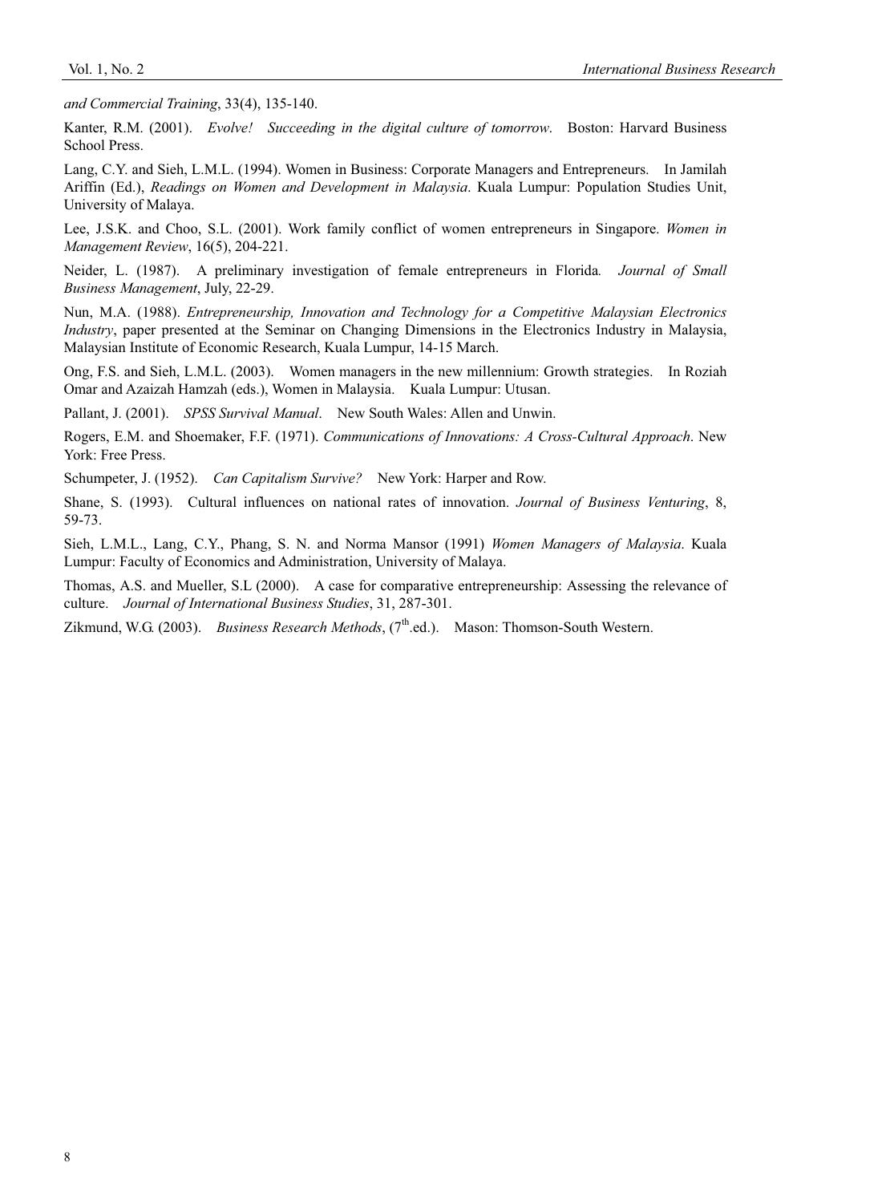*and Commercial Training*, 33(4), 135-140.

Kanter, R.M. (2001). *Evolve! Succeeding in the digital culture of tomorrow*. Boston: Harvard Business School Press.

Lang, C.Y. and Sieh, L.M.L. (1994). Women in Business: Corporate Managers and Entrepreneurs. In Jamilah Ariffin (Ed.), *Readings on Women and Development in Malaysia*. Kuala Lumpur: Population Studies Unit, University of Malaya.

Lee, J.S.K. and Choo, S.L. (2001). Work family conflict of women entrepreneurs in Singapore. *Women in Management Review*, 16(5), 204-221.

Neider, L. (1987). A preliminary investigation of female entrepreneurs in Florida. *Journal of Small Business Management*, July, 22-29.

Nun, M.A. (1988). *Entrepreneurship, Innovation and Technology for a Competitive Malaysian Electronics Industry*, paper presented at the Seminar on Changing Dimensions in the Electronics Industry in Malaysia, Malaysian Institute of Economic Research, Kuala Lumpur, 14-15 March.

Ong, F.S. and Sieh, L.M.L. (2003). Women managers in the new millennium: Growth strategies. In Roziah Omar and Azaizah Hamzah (eds.), Women in Malaysia. Kuala Lumpur: Utusan.

Pallant, J. (2001). *SPSS Survival Manual*. New South Wales: Allen and Unwin.

Rogers, E.M. and Shoemaker, F.F. (1971). *Communications of Innovations: A Cross-Cultural Approach*. New York: Free Press.

Schumpeter, J. (1952). *Can Capitalism Survive?* New York: Harper and Row.

Shane, S. (1993). Cultural influences on national rates of innovation. *Journal of Business Venturing*, 8, 59-73.

Sieh, L.M.L., Lang, C.Y., Phang, S. N. and Norma Mansor (1991) *Women Managers of Malaysia*. Kuala Lumpur: Faculty of Economics and Administration, University of Malaya.

Thomas, A.S. and Mueller, S.L (2000). A case for comparative entrepreneurship: Assessing the relevance of culture. *Journal of International Business Studies*, 31, 287-301.

Zikmund, W.G. (2003). *Business Research Methods*, (7th.ed.). Mason: Thomson-South Western.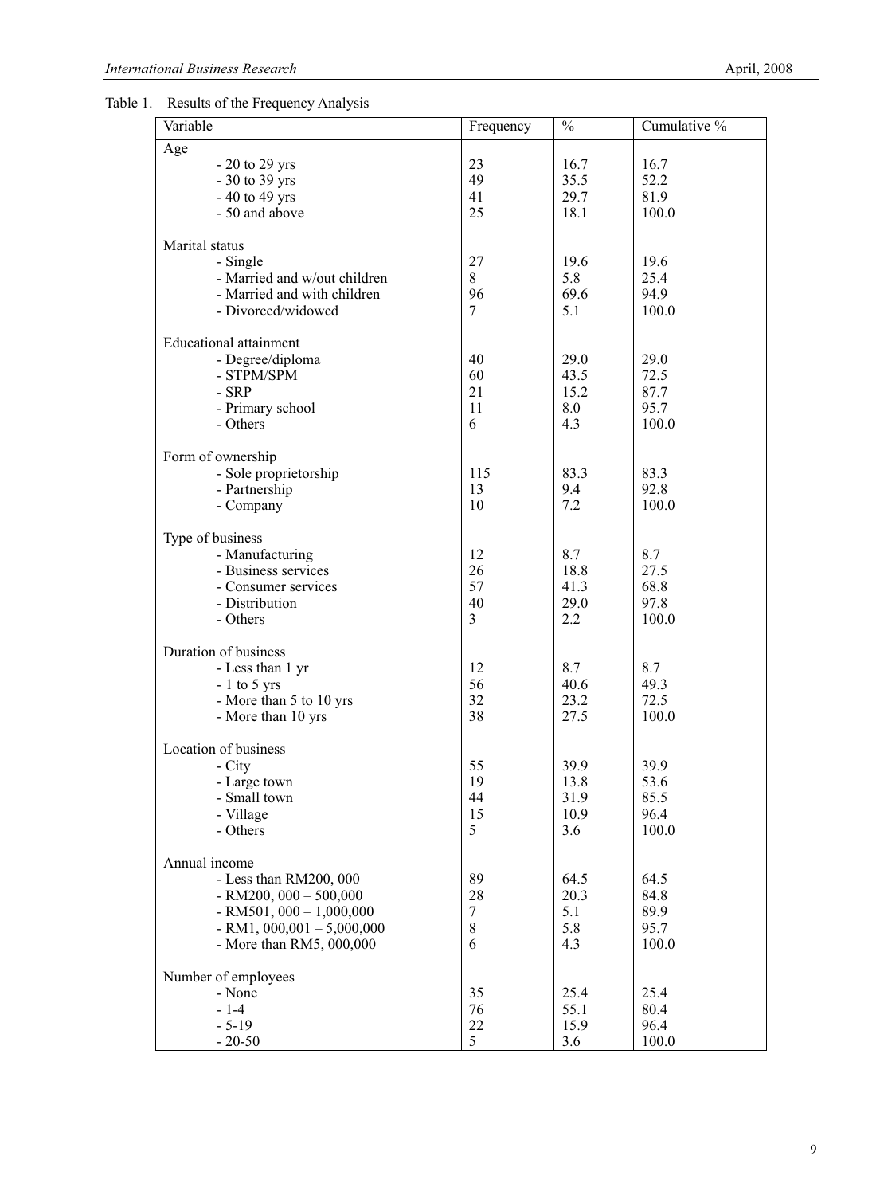Table 1. Results of the Frequency Analysis

| Variable | Frequency | % | Cumulative % |
|---|---|---|---|
| Age | | | |
| - 20 to 29 yrs | 23 | 16.7 | 16.7 |
| - 30 to 39 yrs | 49 | 35.5 | 52.2 |
| - 40 to 49 yrs | 41 | 29.7 | 81.9 |
| - 50 and above | 25 | 18.1 | 100.0 |
| Marital status | | | |
| - Single | 27 | 19.6 | 19.6 |
| - Married and w/out children | 8 | 5.8 | 25.4 |
| - Married and with children | 96 | 69.6 | 94.9 |
| - Divorced/widowed | 7 | 5.1 | 100.0 |
| Educational attainment | | | |
| - Degree/diploma | 40 | 29.0 | 29.0 |
| - STPM/SPM | 60 | 43.5 | 72.5 |
| - SRP | 21 | 15.2 | 87.7 |
| - Primary school | 11 | 8.0 | 95.7 |
| - Others | 6 | 4.3 | 100.0 |
| Form of ownership | | | |
| - Sole proprietorship | 115 | 83.3 | 83.3 |
| - Partnership | 13 | 9.4 | 92.8 |
| - Company | 10 | 7.2 | 100.0 |
| Type of business | | | |
| - Manufacturing | 12 | 8.7 | 8.7 |
| - Business services | 26 | 18.8 | 27.5 |
| - Consumer services | 57 | 41.3 | 68.8 |
| - Distribution | 40 | 29.0 | 97.8 |
| - Others | 3 | 2.2 | 100.0 |
| Duration of business | | | |
| - Less than 1 yr | 12 | 8.7 | 8.7 |
| - 1 to 5 yrs | 56 | 40.6 | 49.3 |
| - More than 5 to 10 yrs | 32 | 23.2 | 72.5 |
| - More than 10 yrs | 38 | 27.5 | 100.0 |
| Location of business | | | |
| - City | 55 | 39.9 | 39.9 |
| - Large town | 19 | 13.8 | 53.6 |
| - Small town | 44 | 31.9 | 85.5 |
| - Village | 15 | 10.9 | 96.4 |
| - Others | 5 | 3.6 | 100.0 |
| Annual income | | | |
| - Less than RM200, 000 | 89 | 64.5 | 64.5 |
| - RM200, 000 – 500,000 | 28 | 20.3 | 84.8 |
| - RM501, 000 – 1,000,000 | 7 | 5.1 | 89.9 |
| - RM1, 000,001 – 5,000,000 | 8 | 5.8 | 95.7 |
| - More than RM5, 000,000 | 6 | 4.3 | 100.0 |
| Number of employees | | | |
| - None | 35 | 25.4 | 25.4 |
| - 1-4 | 76 | 55.1 | 80.4 |
| - 5-19 | 22 | 15.9 | 96.4 |
| - 20-50 | 5 | 3.6 | 100.0 |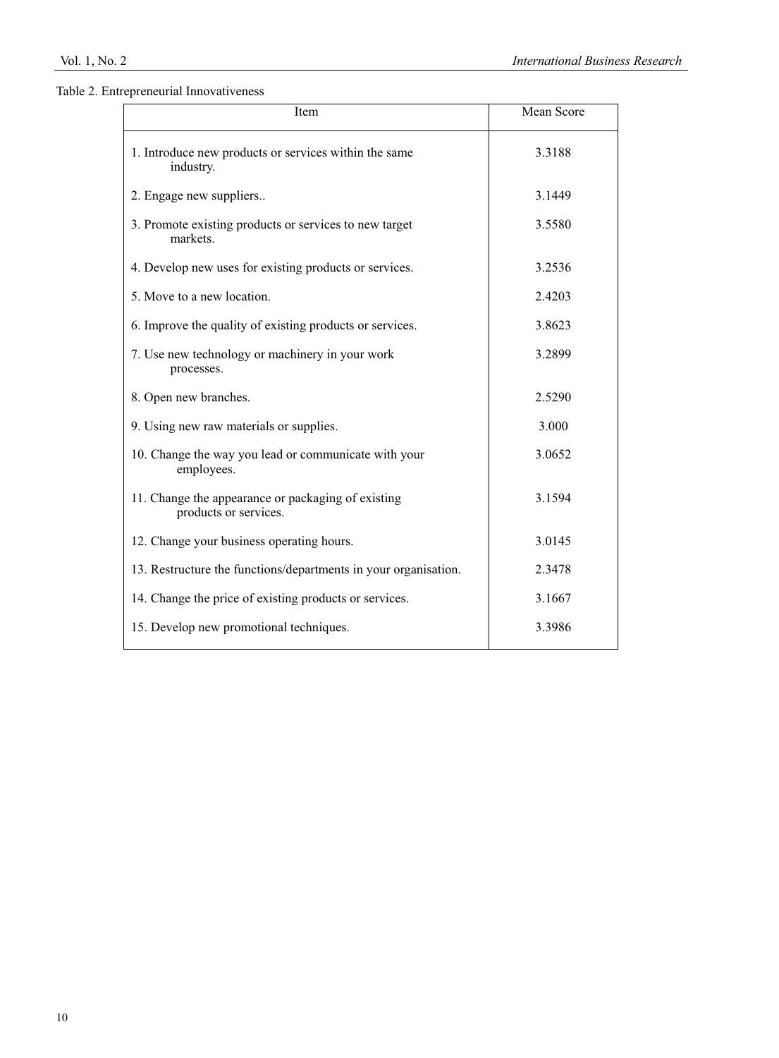Table 2. Entrepreneurial Innovativeness

| Item | Mean Score |
| --- | --- |
| 1. Introduce new products or services within the same industry. | 3.3188 |
| 2. Engage new suppliers.. | 3.1449 |
| 3. Promote existing products or services to new target markets. | 3.5580 |
| 4. Develop new uses for existing products or services. | 3.2536 |
| 5. Move to a new location. | 2.4203 |
| 6. Improve the quality of existing products or services. | 3.8623 |
| 7. Use new technology or machinery in your work processes. | 3.2899 |
| 8. Open new branches. | 2.5290 |
| 9. Using new raw materials or supplies. | 3.000 |
| 10. Change the way you lead or communicate with your employees. | 3.0652 |
| 11. Change the appearance or packaging of existing products or services. | 3.1594 |
| 12. Change your business operating hours. | 3.0145 |
| 13. Restructure the functions/departments in your organisation. | 2.3478 |
| 14. Change the price of existing products or services. | 3.1667 |
| 15. Develop new promotional techniques. | 3.3986 |